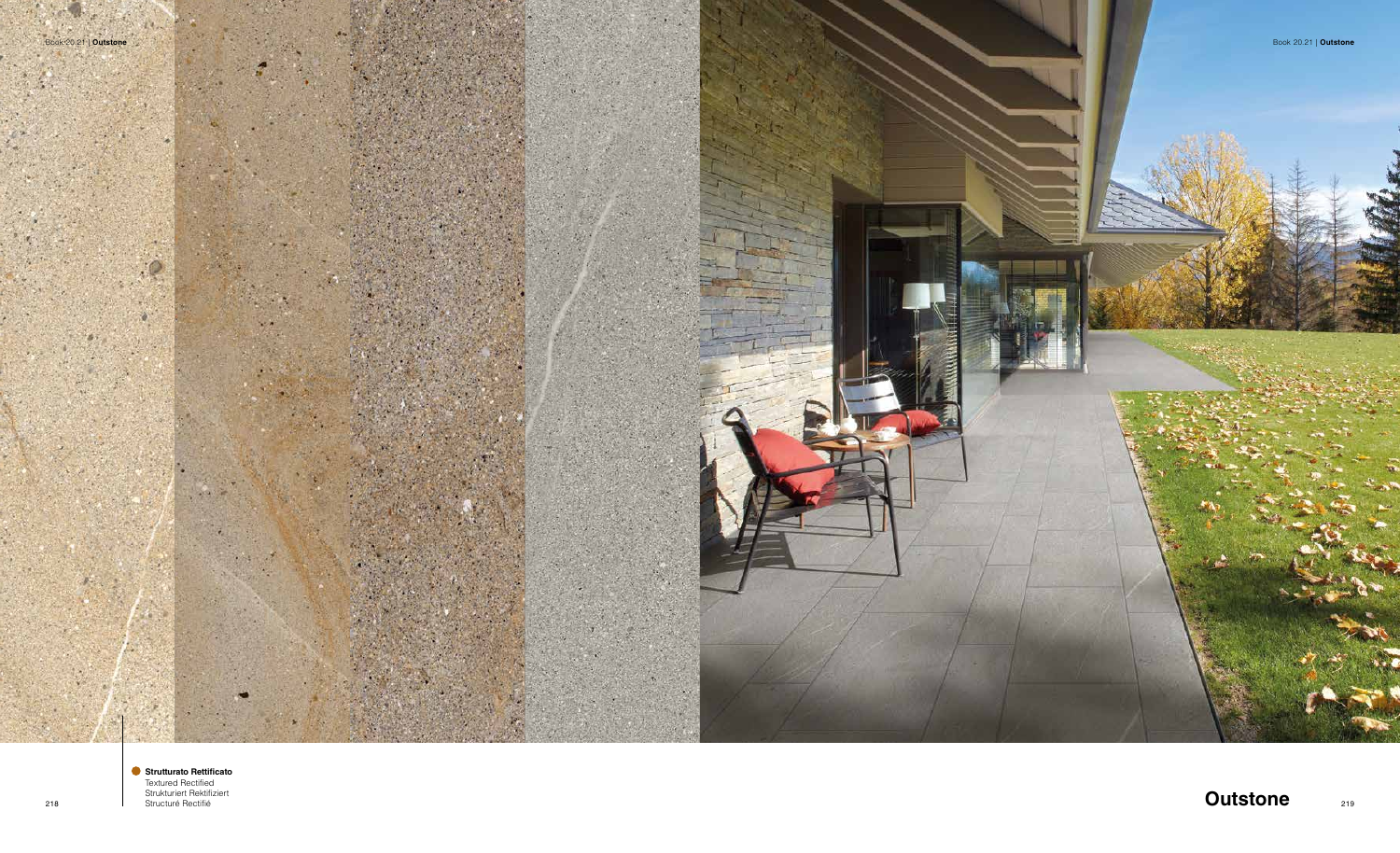Strutturato Rettificato
Textured Rectified
Strukturiert Rektifiziert
Structuré Rectifié

# Outstone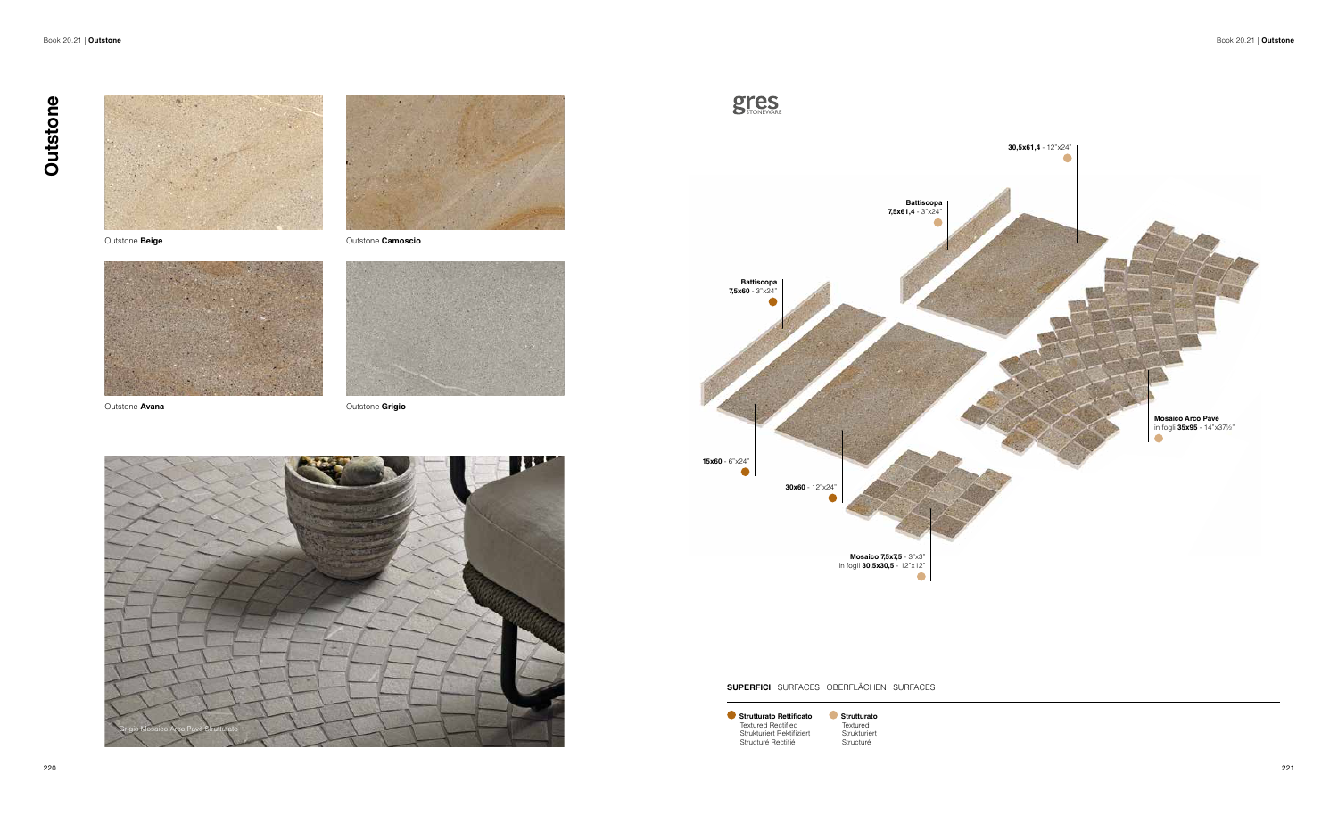# Outstone

Outstone **Beige**

Outstone **Camoscio**

Outstone **Avana**

Outstone **Grigio**

Grigio Mosaico Arco Pavè Strutturato

gres STONEWARE

**30,5x61,4** - 12"x24"

**Battiscopa**
**7,5x61,4** - 3"x24"

**Battiscopa**
**7,5x60** - 3"x24"

**15x60** - 6"x24"

**30x60** - 12"x24"

**Mosaico Arco Pavè**
in fogli **35x95** - 14"x37½"

**Mosaico 7,5x7,5** - 3"x3"
in fogli **30,5x30,5** - 12"x12"

**SUPERFICI** SURFACES OBERFLÄCHEN SURFACES

- **Strutturato Rettificato**
  Textured Rectified
  Strukturiert Rektifiziert
  Structuré Rectifié
- **Strutturato**
  Textured
  Strukturiert
  Structuré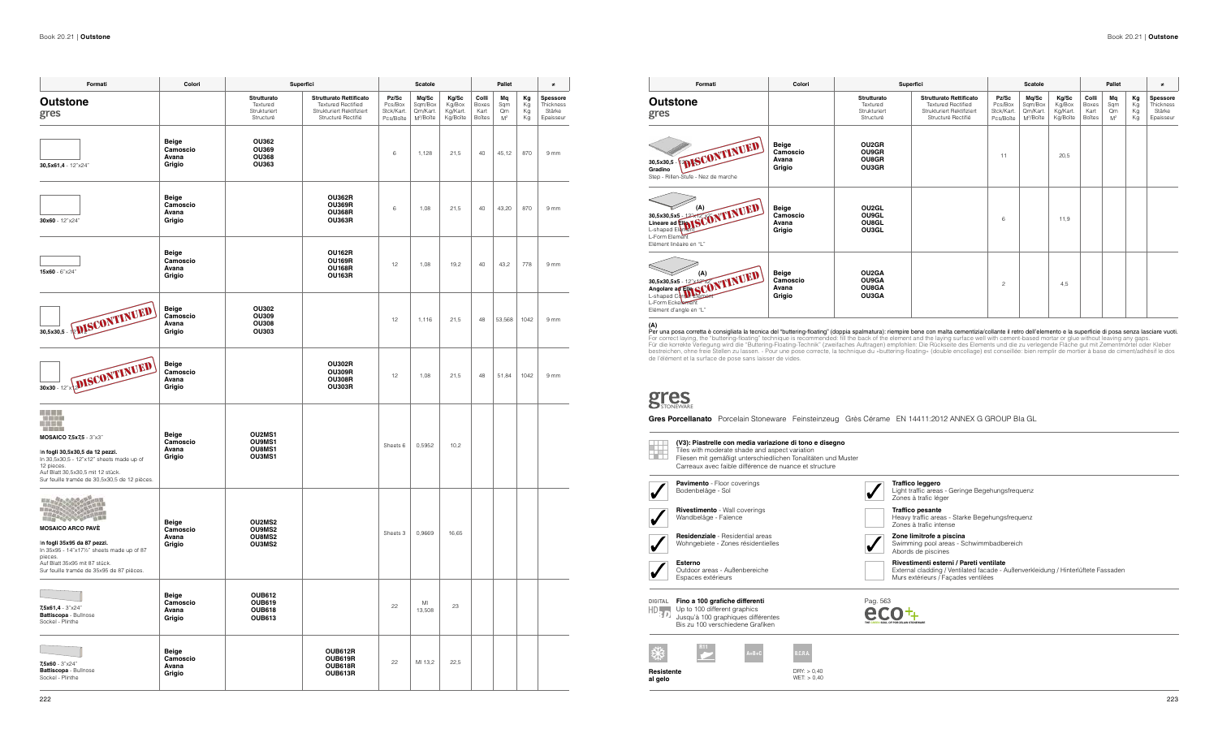| Formati | Colori | Superfici | | Scatole | | | Pallet | | | ≠ |
|---|---|---|---|---|---|---|---|---|---|---|
| **Outstone** gres | | Strutturato Textured Strukturiert Structuré | Strutturato Rettificato Textured Rectified Strukturiert Rektifiziert Structuré Rectifié | Pz/Sc Pcs/Box Stck/Kart. Pcs/Boîte | Mq/Sc Sqm/Box Qm/Kart. M²/Boîte | Kg/Sc Kg/Box Kg/Kart. Kg/Boîte | Colli Boxes Kart Boîtes | Mq Sqm Qm M² | Kg Kg Kg Kg | Spessore Thickness Stärke Epaisseur |
| **30,5x61,4** - 12"x24" | **Beige Camoscio Avana Grigio** | **OU362 OU369 OU368 OU363** | | 6 | 1,128 | 21,5 | 40 | 45,12 | 870 | 9 mm |
| **30x60** - 12"x24" | **Beige Camoscio Avana Grigio** | | **OU362R OU369R OU368R OU363R** | 6 | 1,08 | 21,5 | 40 | 43,20 | 870 | 9 mm |
| **15x60** - 6"x24" | **Beige Camoscio Avana Grigio** | | **OU162R OU169R OU168R OU163R** | 12 | 1,08 | 19,2 | 40 | 43,2 | 778 | 9 mm |
| **30,5x30,5** - 12"x12" DISCONTINUED | **Beige Camoscio Avana Grigio** | **OU302 OU309 OU308 OU303** | | 12 | 1,116 | 21,5 | 48 | 53,568 | 1042 | 9 mm |
| **30x30** - 12"x12" DISCONTINUED | **Beige Camoscio Avana Grigio** | | **OU302R OU309R OU308R OU303R** | 12 | 1,08 | 21,5 | 48 | 51,84 | 1042 | 9 mm |
| **MOSAICO 7,5x7,5** - 3"x3" **In fogli 30,5x30,5 da 12 pezzi.** In 30,5x30,5 - 12"x12" sheets made up of 12 pieces. Auf Blatt 30,5x30,5 mit 12 stück. Sur feuille tramée de 30,5x30,5 de 12 pièces. | **Beige Camoscio Avana Grigio** | **OU2MS1 OU9MS1 OU8MS1 OU3MS1** | | Sheets 6 | 0,5952 | 10,2 | | | | |
| **MOSAICO ARCO PAVÈ** **In fogli 35x95 da 87 pezzi.** In 35x95 - 14"x17½" sheets made up of 87 pieces. Auf Blatt 35x95 mit 87 stück. Sur feuille tramée de 35x95 de 87 pièces. | **Beige Camoscio Avana Grigio** | **OU2MS2 OU9MS2 OU8MS2 OU3MS2** | | Sheets 3 | 0,9669 | 16,65 | | | | |
| **7,5x61,4** - 3"x24" **Battiscopa** - Bullnose Sockel - Plinthe | **Beige Camoscio Avana Grigio** | **OUB612 OUB619 OUB618 OUB613** | | 22 | Ml 13,508 | 23 | | | | |
| **7,5x60** - 3"x24" **Battiscopa** - Bullnose Sockel - Plinthe | **Beige Camoscio Avana Grigio** | | **OUB612R OUB619R OUB618R OUB613R** | 22 | Ml 13,2 | 22,5 | | | | |

| Formati | Colori | Superfici | | Scatole | | | Pallet | | | ≠ |
|---|---|---|---|---|---|---|---|---|---|---|
| **Outstone** gres | | Strutturato Textured Strukturiert Structuré | Strutturato Rettificato Textured Rectified Strukturiert Rektifiziert Structuré Rectifié | Pz/Sc Pcs/Box Stck/Kart. Pcs/Boîte | Mq/Sc Sqm/Box Qm/Kart. M²/Boîte | Kg/Sc Kg/Box Kg/Kart. Kg/Boîte | Colli Boxes Kart Boîtes | Mq Sqm Qm M² | Kg Kg Kg Kg | Spessore Thickness Stärke Epaisseur |
| **30,5x30,5** - 12"x12" DISCONTINUED **Gradino** Step - Rillen-Stufe - Nez de marche | **Beige Camoscio Avana Grigio** | **OU2GR OU9GR OU8GR OU3GR** | | 11 | | 20,5 | | | | |
| (A) **30,5x30,5x5** - 12"x12"x2" DISCONTINUED **Lineare ad Elle** L-shaped Element L-Form Element Elément linéaire en "L" | **Beige Camoscio Avana Grigio** | **OU2GL OU9GL OU8GL OU3GL** | | 6 | | 11,9 | | | | |
| (A) **30,5x30,5x5** - 12"x12"x2" DISCONTINUED **Angolare ad Elle** L-shaped Corner Element L-Form Eckelement Elément d'angle en "L" | **Beige Camoscio Avana Grigio** | **OU2GA OU9GA OU8GA OU3GA** | | 2 | | 4,5 | | | | |

**(A)**
Per una posa corretta è consigliata la tecnica del "buttering-floating" (doppia spalmatura): riempire bene con malta cementizia/collante il retro dell'elemento e la superficie di posa senza lasciare vuoti.
For correct laying, the "buttering-floating" technique is recommended: fill the back of the element and the laying surface well with cement-based mortar or glue without leaving any gaps.
Für die korrekte Verlegung wird die "Buttering-Floating-Technik" (zweifaches Auftragen) empfohlen: Die Rückseite des Elements und die zu verlegende Fläche gut mit Zementmörtel oder Kleber bestreichen, ohne freie Stellen zu lassen. - Pour une pose correcte, la technique du «buttering-floating» (double encollage) est conseillée: bien remplir de mortier à base de ciment/adhésif le dos de l'élément et la surface de pose sans laisser de vides.

**gres** STONEWARE

**Gres Porcellanato** Porcelain Stoneware Feinsteinzeug Grès Cérame EN 14411:2012 ANNEX G GROUP BIa GL

**(V3): Piastrelle con media variazione di tono e disegno**
Tiles with moderate shade and aspect variation
Fliesen mit gemäßigt unterschiedlichen Tonalitäten und Muster
Carreaux avec faible différence de nuance et structure

- ✓ **Pavimento** - Floor coverings / Bodenbeläge - Sol
- ✓ **Rivestimento** - Wall coverings / Wandbeläge - Faïence
- ✓ **Residenziale** - Residential areas / Wohngebiete - Zones résidentielles
- ✓ **Esterno** / Outdoor areas - Außenbereiche / Espaces extérieurs
- ✓ **Traffico leggero** / Light traffic areas - Geringe Begehungsfrequenz / Zones à trafic léger
- **Traffico pesante** / Heavy traffic areas - Starke Begehungsfrequenz / Zones à trafic intense
- ✓ **Zone limitrofe a piscina** / Swimming pool areas - Schwimmbadbereich / Abords de piscines
- **Rivestimenti esterni / Pareti ventilate** / External cladding / Ventilated facade - Außenverkleidung / Hinterlüftete Fassaden / Murs extérieurs / Façades ventilées

DIGITAL HD 3D **Fino a 100 grafiche differenti**
Up to 100 different graphics
Jusqu'à 100 graphiques différentes
Bis zu 100 verschiedene Grafiken

Pag. 563

eco+

R11 A+B+C B.C.R.A.

**Resistente al gelo**

DRY: > 0,40
WET: > 0,40